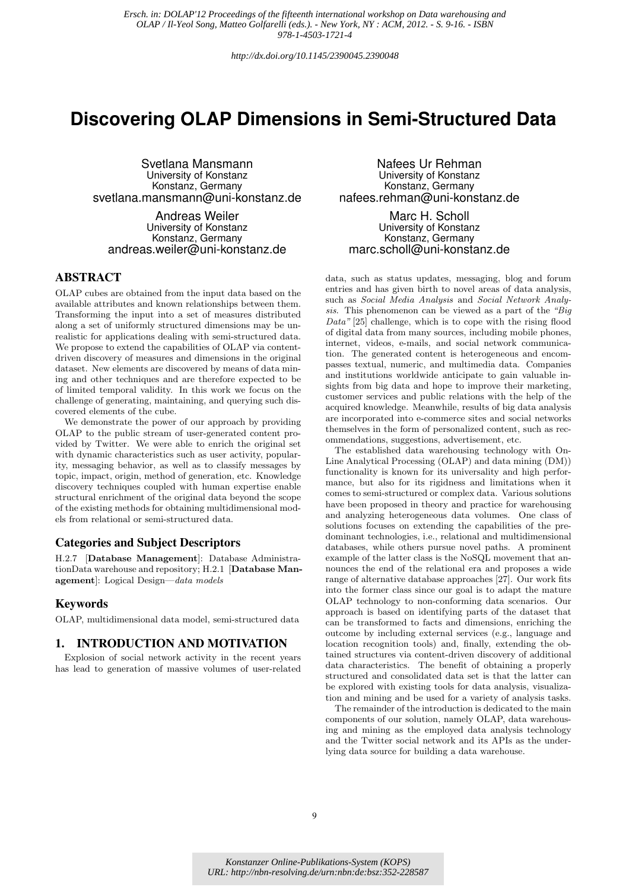Ersch. in: DOLAP'12 Proceedings of the fifteenth international workshop on Data warehousing and OLAP / Il-Yeol Song, Matteo Golfarelli (eds.). - New York, NY : ACM, 2012. - S. 9-16. - ISBN 978-1-4503-1721-4

http://dx.doi.org/10.1145/2390045.2390048

# Discovering OLAP Dimensions in Semi-Structured Data

Svetlana Mansmann
University of Konstanz
Konstanz, Germany
svetlana.mansmann@uni-konstanz.de

Nafees Ur Rehman
University of Konstanz
Konstanz, Germany
nafees.rehman@uni-konstanz.de

Andreas Weiler
University of Konstanz
Konstanz, Germany
andreas.weiler@uni-konstanz.de

Marc H. Scholl
University of Konstanz
Konstanz, Germany
marc.scholl@uni-konstanz.de

## ABSTRACT

OLAP cubes are obtained from the input data based on the available attributes and known relationships between them. Transforming the input into a set of measures distributed along a set of uniformly structured dimensions may be unrealistic for applications dealing with semi-structured data. We propose to extend the capabilities of OLAP via content-driven discovery of measures and dimensions in the original dataset. New elements are discovered by means of data mining and other techniques and are therefore expected to be of limited temporal validity. In this work we focus on the challenge of generating, maintaining, and querying such discovered elements of the cube.

We demonstrate the power of our approach by providing OLAP to the public stream of user-generated content provided by Twitter. We were able to enrich the original set with dynamic characteristics such as user activity, popularity, messaging behavior, as well as to classify messages by topic, impact, origin, method of generation, etc. Knowledge discovery techniques coupled with human expertise enable structural enrichment of the original data beyond the scope of the existing methods for obtaining multidimensional models from relational or semi-structured data.

### Categories and Subject Descriptors

H.2.7 [**Database Management**]: Database AdministrationData warehouse and repository; H.2.1 [**Database Management**]: Logical Design—*data models*

### Keywords

OLAP, multidimensional data model, semi-structured data

## 1. INTRODUCTION AND MOTIVATION

Explosion of social network activity in the recent years has lead to generation of massive volumes of user-related data, such as status updates, messaging, blog and forum entries and has given birth to novel areas of data analysis, such as *Social Media Analysis* and *Social Network Analysis*. This phenomenon can be viewed as a part of the *"Big Data"* [25] challenge, which is to cope with the rising flood of digital data from many sources, including mobile phones, internet, videos, e-mails, and social network communication. The generated content is heterogeneous and encompasses textual, numeric, and multimedia data. Companies and institutions worldwide anticipate to gain valuable insights from big data and hope to improve their marketing, customer services and public relations with the help of the acquired knowledge. Meanwhile, results of big data analysis are incorporated into e-commerce sites and social networks themselves in the form of personalized content, such as recommendations, suggestions, advertisement, etc.

The established data warehousing technology with On-Line Analytical Processing (OLAP) and data mining (DM)) functionality is known for its universality and high performance, but also for its rigidness and limitations when it comes to semi-structured or complex data. Various solutions have been proposed in theory and practice for warehousing and analyzing heterogeneous data volumes. One class of solutions focuses on extending the capabilities of the predominant technologies, i.e., relational and multidimensional databases, while others pursue novel paths. A prominent example of the latter class is the NoSQL movement that announces the end of the relational era and proposes a wide range of alternative database approaches [27]. Our work fits into the former class since our goal is to adapt the mature OLAP technology to non-conforming data scenarios. Our approach is based on identifying parts of the dataset that can be transformed to facts and dimensions, enriching the outcome by including external services (e.g., language and location recognition tools) and, finally, extending the obtained structures via content-driven discovery of additional data characteristics. The benefit of obtaining a properly structured and consolidated data set is that the latter can be explored with existing tools for data analysis, visualization and mining and be used for a variety of analysis tasks.

The remainder of the introduction is dedicated to the main components of our solution, namely OLAP, data warehousing and mining as the employed data analysis technology and the Twitter social network and its APIs as the underlying data source for building a data warehouse.

Konstanzer Online-Publikations-System (KOPS)
URL: http://nbn-resolving.de/urn:nbn:de:bsz:352-228587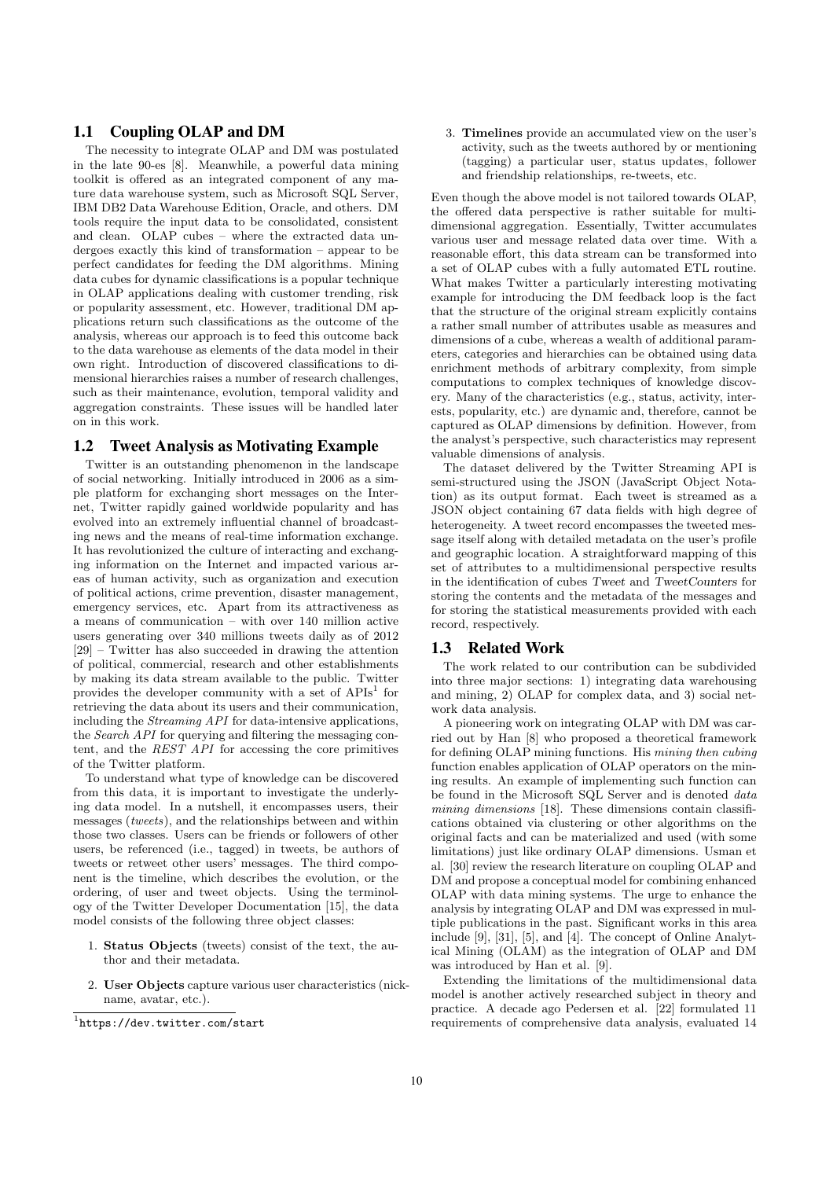## 1.1 Coupling OLAP and DM

The necessity to integrate OLAP and DM was postulated in the late 90-es [8]. Meanwhile, a powerful data mining toolkit is offered as an integrated component of any mature data warehouse system, such as Microsoft SQL Server, IBM DB2 Data Warehouse Edition, Oracle, and others. DM tools require the input data to be consolidated, consistent and clean. OLAP cubes – where the extracted data undergoes exactly this kind of transformation – appear to be perfect candidates for feeding the DM algorithms. Mining data cubes for dynamic classifications is a popular technique in OLAP applications dealing with customer trending, risk or popularity assessment, etc. However, traditional DM applications return such classifications as the outcome of the analysis, whereas our approach is to feed this outcome back to the data warehouse as elements of the data model in their own right. Introduction of discovered classifications to dimensional hierarchies raises a number of research challenges, such as their maintenance, evolution, temporal validity and aggregation constraints. These issues will be handled later on in this work.

## 1.2 Tweet Analysis as Motivating Example

Twitter is an outstanding phenomenon in the landscape of social networking. Initially introduced in 2006 as a simple platform for exchanging short messages on the Internet, Twitter rapidly gained worldwide popularity and has evolved into an extremely influential channel of broadcasting news and the means of real-time information exchange. It has revolutionized the culture of interacting and exchanging information on the Internet and impacted various areas of human activity, such as organization and execution of political actions, crime prevention, disaster management, emergency services, etc. Apart from its attractiveness as a means of communication – with over 140 million active users generating over 340 millions tweets daily as of 2012 [29] – Twitter has also succeeded in drawing the attention of political, commercial, research and other establishments by making its data stream available to the public. Twitter provides the developer community with a set of APIs[1] for retrieving the data about its users and their communication, including the *Streaming API* for data-intensive applications, the *Search API* for querying and filtering the messaging content, and the *REST API* for accessing the core primitives of the Twitter platform.

To understand what type of knowledge can be discovered from this data, it is important to investigate the underlying data model. In a nutshell, it encompasses users, their messages (*tweets*), and the relationships between and within those two classes. Users can be friends or followers of other users, be referenced (i.e., tagged) in tweets, be authors of tweets or retweet other users' messages. The third component is the timeline, which describes the evolution, or the ordering, of user and tweet objects. Using the terminology of the Twitter Developer Documentation [15], the data model consists of the following three object classes:

1. **Status Objects** (tweets) consist of the text, the author and their metadata.
2. **User Objects** capture various user characteristics (nickname, avatar, etc.).
3. **Timelines** provide an accumulated view on the user's activity, such as the tweets authored by or mentioning (tagging) a particular user, status updates, follower and friendship relationships, re-tweets, etc.

[1] https://dev.twitter.com/start

Even though the above model is not tailored towards OLAP, the offered data perspective is rather suitable for multidimensional aggregation. Essentially, Twitter accumulates various user and message related data over time. With a reasonable effort, this data stream can be transformed into a set of OLAP cubes with a fully automated ETL routine. What makes Twitter a particularly interesting motivating example for introducing the DM feedback loop is the fact that the structure of the original stream explicitly contains a rather small number of attributes usable as measures and dimensions of a cube, whereas a wealth of additional parameters, categories and hierarchies can be obtained using data enrichment methods of arbitrary complexity, from simple computations to complex techniques of knowledge discovery. Many of the characteristics (e.g., status, activity, interests, popularity, etc.) are dynamic and, therefore, cannot be captured as OLAP dimensions by definition. However, from the analyst's perspective, such characteristics may represent valuable dimensions of analysis.

The dataset delivered by the Twitter Streaming API is semi-structured using the JSON (JavaScript Object Notation) as its output format. Each tweet is streamed as a JSON object containing 67 data fields with high degree of heterogeneity. A tweet record encompasses the tweeted message itself along with detailed metadata on the user's profile and geographic location. A straightforward mapping of this set of attributes to a multidimensional perspective results in the identification of cubes *Tweet* and *TweetCounters* for storing the contents and the metadata of the messages and for storing the statistical measurements provided with each record, respectively.

## 1.3 Related Work

The work related to our contribution can be subdivided into three major sections: 1) integrating data warehousing and mining, 2) OLAP for complex data, and 3) social network data analysis.

A pioneering work on integrating OLAP with DM was carried out by Han [8] who proposed a theoretical framework for defining OLAP mining functions. His *mining then cubing* function enables application of OLAP operators on the mining results. An example of implementing such function can be found in the Microsoft SQL Server and is denoted *data mining dimensions* [18]. These dimensions contain classifications obtained via clustering or other algorithms on the original facts and can be materialized and used (with some limitations) just like ordinary OLAP dimensions. Usman et al. [30] review the research literature on coupling OLAP and DM and propose a conceptual model for combining enhanced OLAP with data mining systems. The urge to enhance the analysis by integrating OLAP and DM was expressed in multiple publications in the past. Significant works in this area include [9], [31], [5], and [4]. The concept of Online Analytical Mining (OLAM) as the integration of OLAP and DM was introduced by Han et al. [9].

Extending the limitations of the multidimensional data model is another actively researched subject in theory and practice. A decade ago Pedersen et al. [22] formulated 11 requirements of comprehensive data analysis, evaluated 14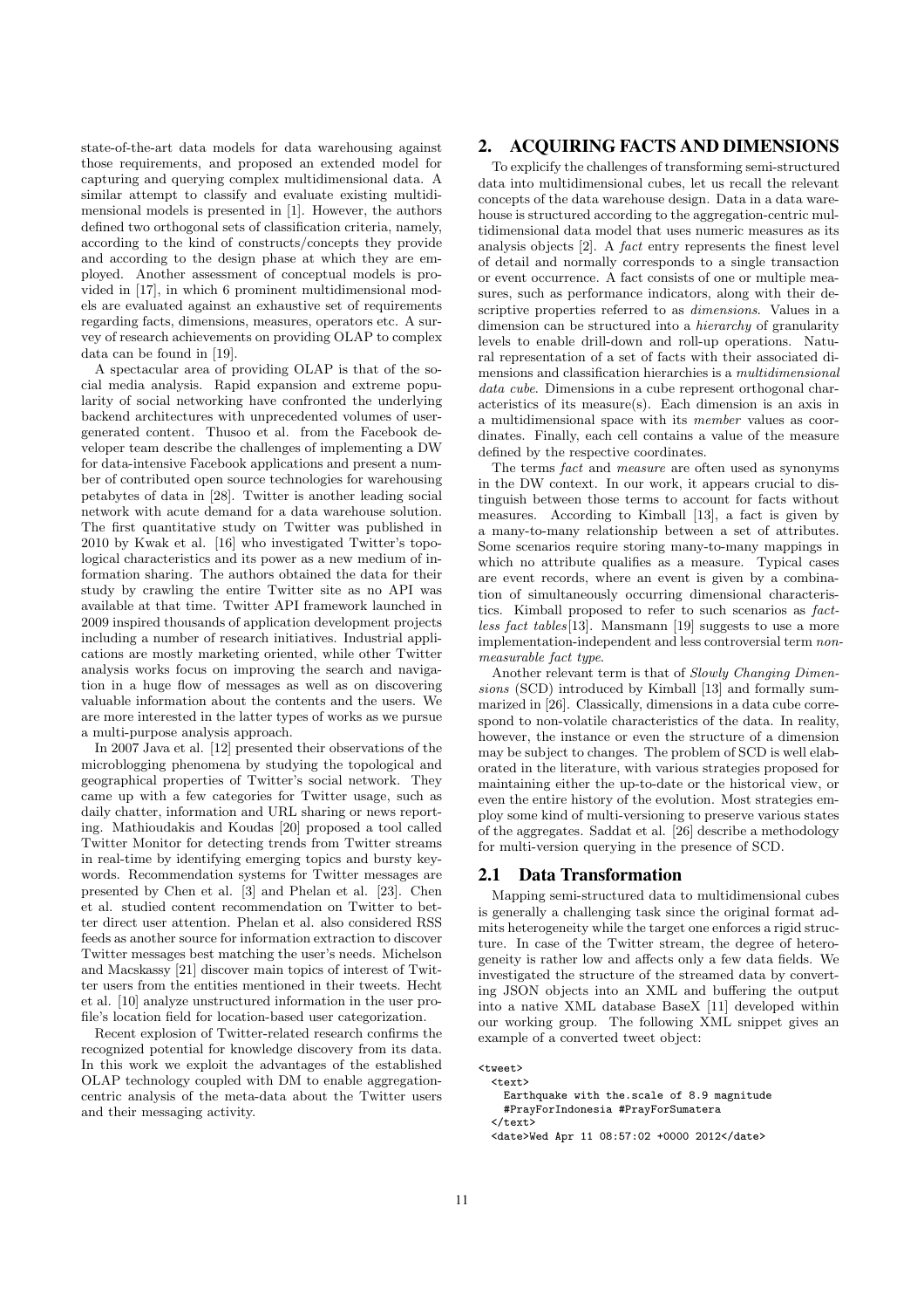state-of-the-art data models for data warehousing against those requirements, and proposed an extended model for capturing and querying complex multidimensional data. A similar attempt to classify and evaluate existing multidimensional models is presented in [1]. However, the authors defined two orthogonal sets of classification criteria, namely, according to the kind of constructs/concepts they provide and according to the design phase at which they are employed. Another assessment of conceptual models is provided in [17], in which 6 prominent multidimensional models are evaluated against an exhaustive set of requirements regarding facts, dimensions, measures, operators etc. A survey of research achievements on providing OLAP to complex data can be found in [19].

A spectacular area of providing OLAP is that of the social media analysis. Rapid expansion and extreme popularity of social networking have confronted the underlying backend architectures with unprecedented volumes of user-generated content. Thusoo et al. from the Facebook developer team describe the challenges of implementing a DW for data-intensive Facebook applications and present a number of contributed open source technologies for warehousing petabytes of data in [28]. Twitter is another leading social network with acute demand for a data warehouse solution. The first quantitative study on Twitter was published in 2010 by Kwak et al. [16] who investigated Twitter's topological characteristics and its power as a new medium of information sharing. The authors obtained the data for their study by crawling the entire Twitter site as no API was available at that time. Twitter API framework launched in 2009 inspired thousands of application development projects including a number of research initiatives. Industrial applications are mostly marketing oriented, while other Twitter analysis works focus on improving the search and navigation in a huge flow of messages as well as on discovering valuable information about the contents and the users. We are more interested in the latter types of works as we pursue a multi-purpose analysis approach.

In 2007 Java et al. [12] presented their observations of the microblogging phenomena by studying the topological and geographical properties of Twitter's social network. They came up with a few categories for Twitter usage, such as daily chatter, information and URL sharing or news reporting. Mathioudakis and Koudas [20] proposed a tool called Twitter Monitor for detecting trends from Twitter streams in real-time by identifying emerging topics and bursty keywords. Recommendation systems for Twitter messages are presented by Chen et al. [3] and Phelan et al. [23]. Chen et al. studied content recommendation on Twitter to better direct user attention. Phelan et al. also considered RSS feeds as another source for information extraction to discover Twitter messages best matching the user's needs. Michelson and Macskassy [21] discover main topics of interest of Twitter users from the entities mentioned in their tweets. Hecht et al. [10] analyze unstructured information in the user profile's location field for location-based user categorization.

Recent explosion of Twitter-related research confirms the recognized potential for knowledge discovery from its data. In this work we exploit the advantages of the established OLAP technology coupled with DM to enable aggregation-centric analysis of the meta-data about the Twitter users and their messaging activity.

## 2. ACQUIRING FACTS AND DIMENSIONS

To explicify the challenges of transforming semi-structured data into multidimensional cubes, let us recall the relevant concepts of the data warehouse design. Data in a data warehouse is structured according to the aggregation-centric multidimensional data model that uses numeric measures as its analysis objects [2]. A *fact* entry represents the finest level of detail and normally corresponds to a single transaction or event occurrence. A fact consists of one or multiple measures, such as performance indicators, along with their descriptive properties referred to as *dimensions*. Values in a dimension can be structured into a *hierarchy* of granularity levels to enable drill-down and roll-up operations. Natural representation of a set of facts with their associated dimensions and classification hierarchies is a *multidimensional data cube*. Dimensions in a cube represent orthogonal characteristics of its measure(s). Each dimension is an axis in a multidimensional space with its *member* values as coordinates. Finally, each cell contains a value of the measure defined by the respective coordinates.

The terms *fact* and *measure* are often used as synonyms in the DW context. In our work, it appears crucial to distinguish between those terms to account for facts without measures. According to Kimball [13], a fact is given by a many-to-many relationship between a set of attributes. Some scenarios require storing many-to-many mappings in which no attribute qualifies as a measure. Typical cases are event records, where an event is given by a combination of simultaneously occurring dimensional characteristics. Kimball proposed to refer to such scenarios as *factless fact tables*[13]. Mansmann [19] suggests to use a more implementation-independent and less controversial term *non-measurable fact type*.

Another relevant term is that of *Slowly Changing Dimensions* (SCD) introduced by Kimball [13] and formally summarized in [26]. Classically, dimensions in a data cube correspond to non-volatile characteristics of the data. In reality, however, the instance or even the structure of a dimension may be subject to changes. The problem of SCD is well elaborated in the literature, with various strategies proposed for maintaining either the up-to-date or the historical view, or even the entire history of the evolution. Most strategies employ some kind of multi-versioning to preserve various states of the aggregates. Saddat et al. [26] describe a methodology for multi-version querying in the presence of SCD.

### 2.1 Data Transformation

Mapping semi-structured data to multidimensional cubes is generally a challenging task since the original format admits heterogeneity while the target one enforces a rigid structure. In case of the Twitter stream, the degree of heterogeneity is rather low and affects only a few data fields. We investigated the structure of the streamed data by converting JSON objects into an XML and buffering the output into a native XML database BaseX [11] developed within our working group. The following XML snippet gives an example of a converted tweet object:

```
<tweet>
  <text>
    Earthquake with the.scale of 8.9 magnitude
    #PrayForIndonesia #PrayForSumatera
  </text>
  <date>Wed Apr 11 08:57:02 +0000 2012</date>
```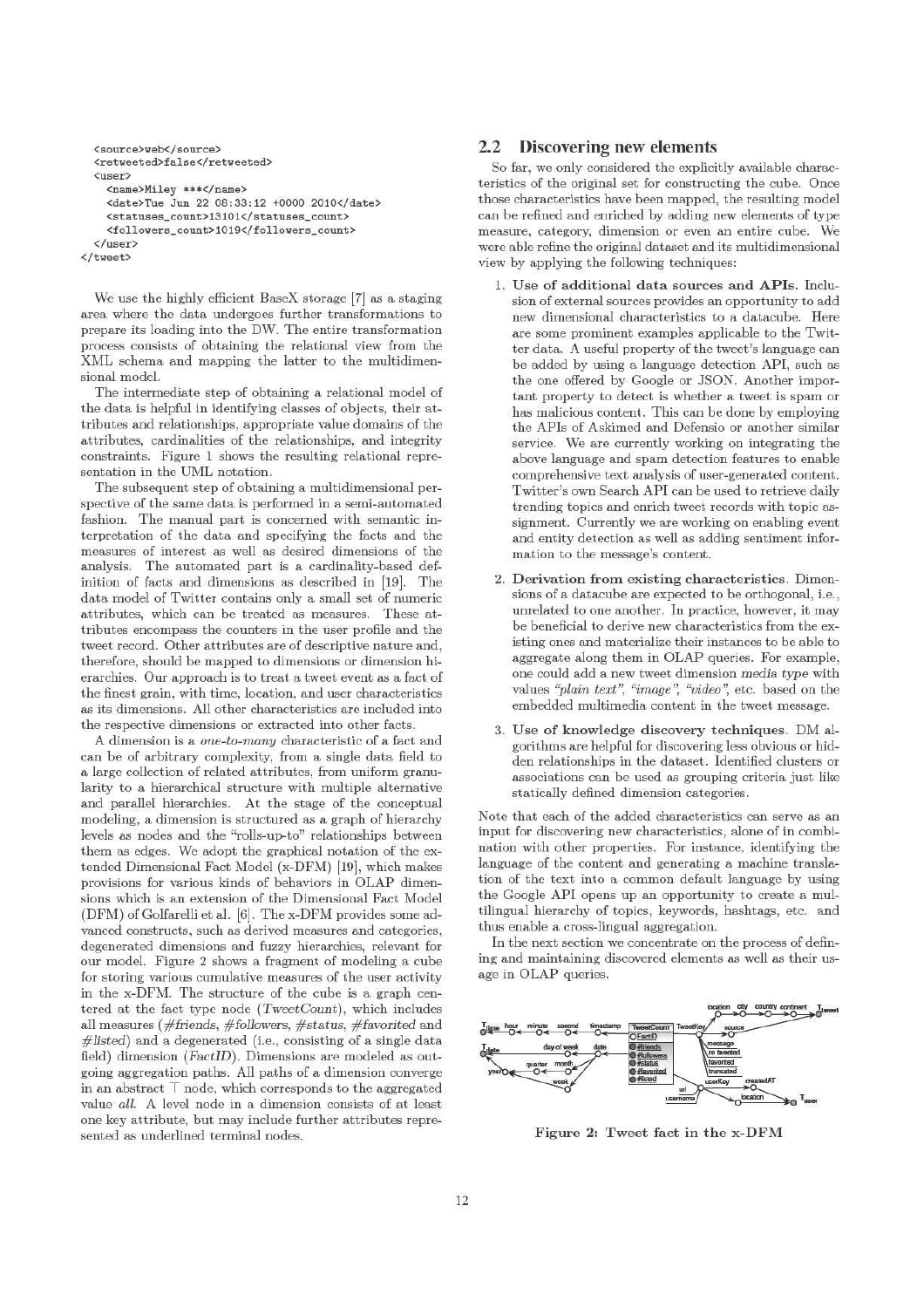```
  <source>web</source>
  <retweeted>false</retweeted>
  <user>
    <name>Miley ***</name>
    <date>Tue Jun 22 08:33:12 +0000 2010</date>
    <statuses_count>13101</statuses_count>
    <followers_count>1019</followers_count>
  </user>
</tweet>
```

We use the highly efficient BaseX storage [7] as a staging area where the data undergoes further transformations to prepare its loading into the DW. The entire transformation process consists of obtaining the relational view from the XML schema and mapping the latter to the multidimensional model.

The intermediate step of obtaining a relational model of the data is helpful in identifying classes of objects, their attributes and relationships, appropriate value domains of the attributes, cardinalities of the relationships, and integrity constraints. Figure 1 shows the resulting relational representation in the UML notation.

The subsequent step of obtaining a multidimensional perspective of the same data is performed in a semi-automated fashion. The manual part is concerned with semantic interpretation of the data and specifying the facts and the measures of interest as well as desired dimensions of the analysis. The automated part is a cardinality-based definition of facts and dimensions as described in [19]. The data model of Twitter contains only a small set of numeric attributes, which can be treated as measures. These attributes encompass the counters in the user profile and the tweet record. Other attributes are of descriptive nature and, therefore, should be mapped to dimensions or dimension hierarchies. Our approach is to treat a tweet event as a fact of the finest grain, with time, location, and user characteristics as its dimensions. All other characteristics are included into the respective dimensions or extracted into other facts.

A dimension is a *one-to-many* characteristic of a fact and can be of arbitrary complexity, from a single data field to a large collection of related attributes, from uniform granularity to a hierarchical structure with multiple alternative and parallel hierarchies. At the stage of the conceptual modeling, a dimension is structured as a graph of hierarchy levels as nodes and the "rolls-up-to" relationships between them as edges. We adopt the graphical notation of the extended Dimensional Fact Model (x-DFM) [19], which makes provisions for various kinds of behaviors in OLAP dimensions which is an extension of the Dimensional Fact Model (DFM) of Golfarelli et al. [6]. The x-DFM provides some advanced constructs, such as derived measures and categories, degenerated dimensions and fuzzy hierarchies, relevant for our model. Figure 2 shows a fragment of modeling a cube for storing various cumulative measures of the user activity in the x-DFM. The structure of the cube is a graph centered at the fact type node (*TweetCount*), which includes all measures (*#friends*, *#followers*, *#status*, *#favorited* and *#listed*) and a degenerated (i.e., consisting of a single data field) dimension (*FactID*). Dimensions are modeled as outgoing aggregation paths. All paths of a dimension converge in an abstract $\top$ node, which corresponds to the aggregated value *all*. A level node in a dimension consists of at least one key attribute, but may include further attributes represented as underlined terminal nodes.

## 2.2 Discovering new elements

So far, we only considered the explicitly available characteristics of the original set for constructing the cube. Once those characteristics have been mapped, the resulting model can be refined and enriched by adding new elements of type measure, category, dimension or even an entire cube. We were able refine the original dataset and its multidimensional view by applying the following techniques:

1. **Use of additional data sources and APIs.** Inclusion of external sources provides an opportunity to add new dimensional characteristics to a datacube. Here are some prominent examples applicable to the Twitter data. A useful property of the tweet's language can be added by using a language detection API, such as the one offered by Google or JSON. Another important property to detect is whether a tweet is spam or has malicious content. This can be done by employing the APIs of Askimed and Defensio or another similar service. We are currently working on integrating the above language and spam detection features to enable comprehensive text analysis of user-generated content. Twitter's own Search API can be used to retrieve daily trending topics and enrich tweet records with topic assignment. Currently we are working on enabling event and entity detection as well as adding sentiment information to the message's content.

2. **Derivation from existing characteristics.** Dimensions of a datacube are expected to be orthogonal, i.e., unrelated to one another. In practice, however, it may be beneficial to derive new characteristics from the existing ones and materialize their instances to be able to aggregate along them in OLAP queries. For example, one could add a new tweet dimension *media type* with values *"plain text"*, *"image"*, *"video"*, etc. based on the embedded multimedia content in the tweet message.

3. **Use of knowledge discovery techniques.** DM algorithms are helpful for discovering less obvious or hidden relationships in the dataset. Identified clusters or associations can be used as grouping criteria just like statically defined dimension categories.

Note that each of the added characteristics can serve as an input for discovering new characteristics, alone of in combination with other properties. For instance, identifying the language of the content and generating a machine translation of the text into a common default language by using the Google API opens up an opportunity to create a multilingual hierarchy of topics, keywords, hashtags, etc. and thus enable a cross-lingual aggregation.

In the next section we concentrate on the process of defining and maintaining discovered elements as well as their usage in OLAP queries.

**Figure 2: Tweet fact in the x-DFM**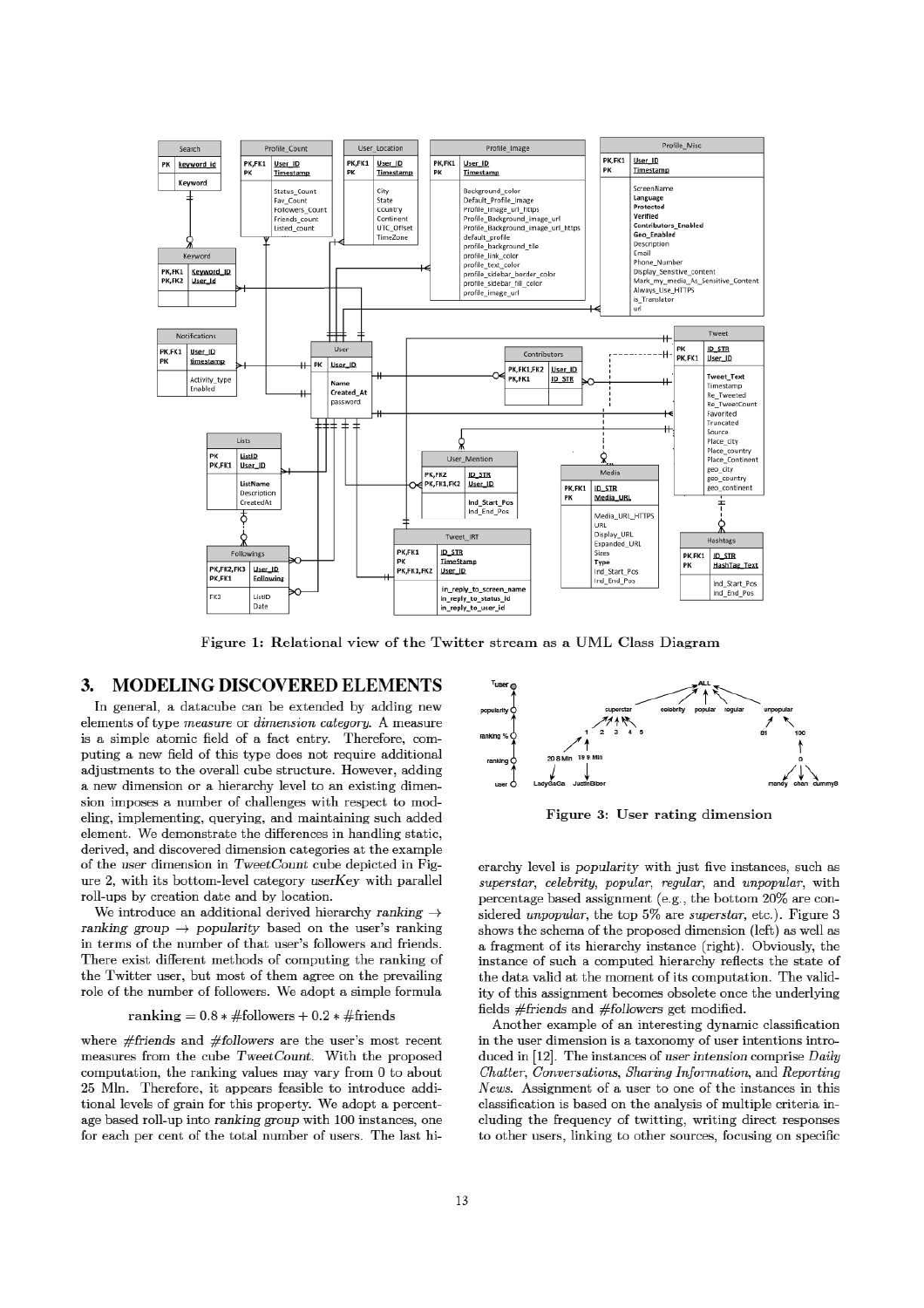Figure 1: Relational view of the Twitter stream as a UML Class Diagram

## 3. MODELING DISCOVERED ELEMENTS

In general, a datacube can be extended by adding new elements of type *measure* or *dimension category*. A measure is a simple atomic field of a fact entry. Therefore, computing a new field of this type does not require additional adjustments to the overall cube structure. However, adding a new dimension or a hierarchy level to an existing dimension imposes a number of challenges with respect to modeling, implementing, querying, and maintaining such added element. We demonstrate the differences in handling static, derived, and discovered dimension categories at the example of the *user* dimension in *TweetCount* cube depicted in Figure 2, with its bottom-level category *userKey* with parallel roll-ups by creation date and by location.

We introduce an additional derived hierarchy *ranking* $\rightarrow$ *ranking group* $\rightarrow$ *popularity* based on the user's ranking in terms of the number of that user's followers and friends. There exist different methods of computing the ranking of the Twitter user, but most of them agree on the prevailing role of the number of followers. We adopt a simple formula

$$\text{ranking} = 0.8 * \#\text{followers} + 0.2 * \#\text{friends}$$

where *#friends* and *#followers* are the user's most recent measures from the cube *TweetCount*. With the proposed computation, the ranking values may vary from 0 to about 25 Mln. Therefore, it appears feasible to introduce additional levels of grain for this property. We adopt a percentage based roll-up into *ranking group* with 100 instances, one for each per cent of the total number of users. The last hierarchy level is *popularity* with just five instances, such as *superstar*, *celebrity*, *popular*, *regular*, and *unpopular*, with percentage based assignment (e.g., the bottom 20% are considered *unpopular*, the top 5% are *superstar*, etc.). Figure 3 shows the schema of the proposed dimension (left) as well as a fragment of its hierarchy instance (right). Obviously, the instance of such a computed hierarchy reflects the state of the data valid at the moment of its computation. The validity of this assignment becomes obsolete once the underlying fields *#friends* and *#followers* get modified.

Figure 3: User rating dimension

Another example of an interesting dynamic classification in the user dimension is a taxonomy of user intentions introduced in [12]. The instances of *user intension* comprise *Daily Chatter*, *Conversations*, *Sharing Information*, and *Reporting News*. Assignment of a user to one of the instances in this classification is based on the analysis of multiple criteria including the frequency of twitting, writing direct responses to other users, linking to other sources, focusing on specific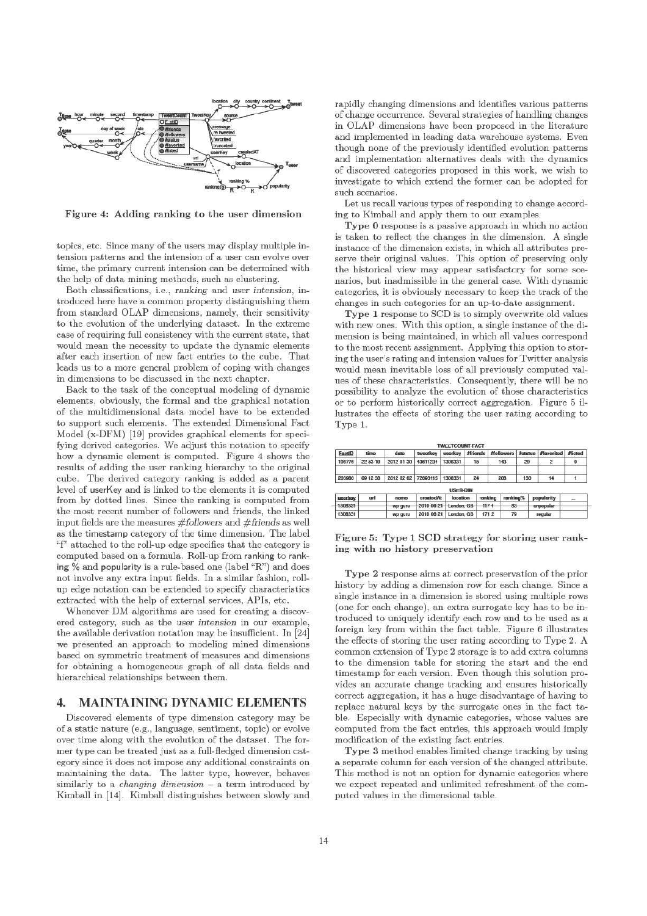Figure 4: Adding ranking to the user dimension

topics, etc. Since many of the users may display multiple intension patterns and the intension of a user can evolve over time, the primary current intension can be determined with the help of data mining methods, such as clustering.

Both classifications, i.e., *ranking* and *user intension*, introduced here have a common property distinguishing them from standard OLAP dimensions, namely, their sensitivity to the evolution of the underlying dataset. In the extreme case of requiring full consistency with the current state, that would mean the necessity to update the dynamic elements after each insertion of new fact entries to the cube. That leads us to a more general problem of coping with changes in dimensions to be discussed in the next chapter.

Back to the task of the conceptual modeling of dynamic elements, obviously, the formal and the graphical notation of the multidimensional data model have to be extended to support such elements. The extended Dimensional Fact Model (x-DFM) [19] provides graphical elements for specifying derived categories. We adjust this notation to specify how a dynamic element is computed. Figure 4 shows the results of adding the user ranking hierarchy to the original cube. The derived category ranking is added as a parent level of userKey and is linked to the elements it is computed from by dotted lines. Since the ranking is computed from the most recent number of followers and friends, the linked input fields are the measures *#followers* and *#friends* as well as the timestamp category of the time dimension. The label "f" attached to the roll-up edge specifies that the category is computed based on a formula. Roll-up from ranking to ranking % and popularity is a rule-based one (label "R") and does not involve any extra input fields. In a similar fashion, roll-up edge notation can be extended to specify characteristics extracted with the help of external services, APIs, etc.

Whenever DM algorithms are used for creating a discovered category, such as the *user intension* in our example, the available derivation notation may be insufficient. In [24] we presented an approach to modeling mined dimensions based on symmetric treatment of measures and dimensions for obtaining a homogeneous graph of all data fields and hierarchical relationships between them.

## 4. MAINTAINING DYNAMIC ELEMENTS

Discovered elements of type dimension category may be of a static nature (e.g., language, sentiment, topic) or evolve over time along with the evolution of the dataset. The former type can be treated just as a full-fledged dimension category since it does not impose any additional constraints on maintaining the data. The latter type, however, behaves similarly to a *changing dimension* – a term introduced by Kimball in [14]. Kimball distinguishes between slowly and rapidly changing dimensions and identifies various patterns of change occurrence. Several strategies of handling changes in OLAP dimensions have been proposed in the literature and implemented in leading data warehouse systems. Even though none of the previously identified evolution patterns and implementation alternatives deals with the dynamics of discovered categories proposed in this work, we wish to investigate to which extend the former can be adopted for such scenarios.

Let us recall various types of responding to change according to Kimball and apply them to our examples.

**Type 0** response is a passive approach in which no action is taken to reflect the changes in the dimension. A single instance of the dimension exists, in which all attributes preserve their original values. This option of preserving only the historical view may appear satisfactory for some scenarios, but inadmissible in the general case. With dynamic categories, it is obviously necessary to keep the track of the changes in such categories for an up-to-date assignment.

**Type 1** response to SCD is to simply overwrite old values with new ones. With this option, a single instance of the dimension is being maintained, in which all values correspond to the most recent assignment. Applying this option to storing the user's rating and intension values for Twitter analysis would mean inevitable loss of all previously computed values of these characteristics. Consequently, there will be no possibility to analyze the evolution of those characteristics or to perform historically correct aggregation. Figure 5 illustrates the effects of storing the user rating according to Type 1.

TWEETCOUNT-FACT

| FactID | time | date | tweetkey | userkey | #friends | #followers | #status | #favorited | #listed |
|---|---|---|---|---|---|---|---|---|---|
| 196776 | 22 53 19 | 2012 01 30 | 43611234 | 1306331 | 15 | 143 | 29 | 2 | 0 |
| ... | | | | | | | | | |
| 203990 | 09 12 38 | 2012 02 02 | 72093115 | 1306331 | 24 | 208 | 130 | 14 | 1 |

USER-DIM

| userkey | url | name | createdAt | location | ranking | ranking% | popularity | ... |
|---|---|---|---|---|---|---|---|---|
| ~~1306331~~ | | ~~wp guru~~ | ~~2010 09 21~~ | ~~London, GB~~ | ~~117 1~~ | ~~83~~ | ~~unpopular~~ | |
| 1306331 | | wp guru | 2010 09 21 | London, GB | 171 2 | 79 | regular | |

Figure 5: Type 1 SCD strategy for storing user ranking with no history preservation

**Type 2** response aims at correct preservation of the prior history by adding a dimension row for each change. Since a single instance in a dimension is stored using multiple rows (one for each change), an extra surrogate key has to be introduced to uniquely identify each row and to be used as a foreign key from within the fact table. Figure 6 illustrates the effects of storing the user rating according to Type 2. A common extension of Type 2 storage is to add extra columns to the dimension table for storing the start and the end timestamp for each version. Even though this solution provides an accurate change tracking and ensures historically correct aggregation, it has a huge disadvantage of having to replace natural keys by the surrogate ones in the fact table. Especially with dynamic categories, whose values are computed from the fact entries, this approach would imply modification of the existing fact entries.

**Type 3** method enables limited change tracking by using a separate column for each version of the changed attribute. This method is not an option for dynamic categories where we expect repeated and unlimited refreshment of the computed values in the dimensional table.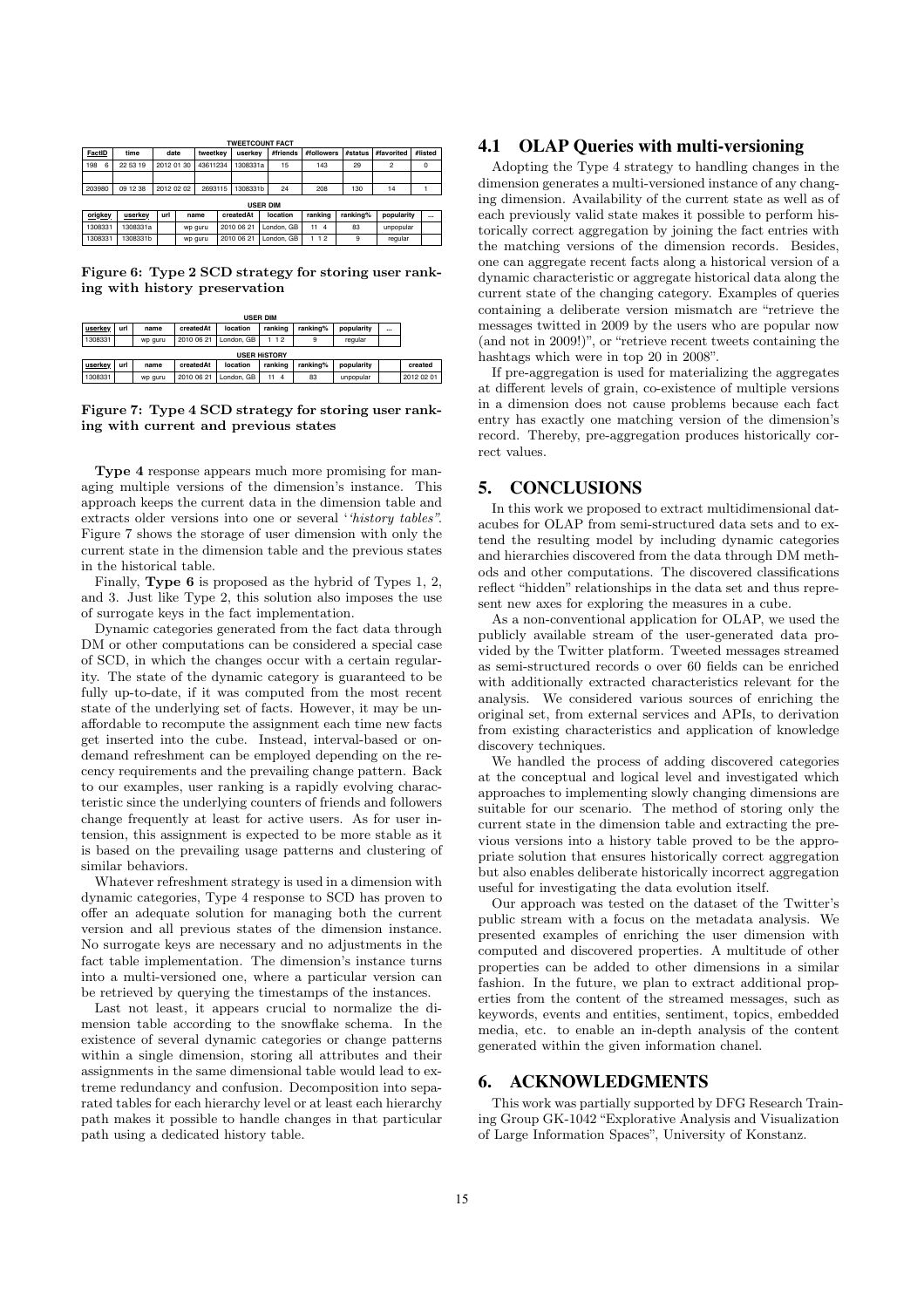| TWEETCOUNT FACT | | | | | | | | | |
|---|---|---|---|---|---|---|---|---|---|
| FactID | time | date | tweetkey | userkey | #friends | #followers | #status | #favorited | #listed |
| 198 6 | 22 53 19 | 2012 01 30 | 43611234 | 1308331a | 15 | 143 | 29 | 2 | 0 |
| | | | | | | | | | |
| 203980 | 09 12 38 | 2012 02 02 | 2693115 | 1308331b | 24 | 208 | 130 | 14 | 1 |

| USER DIM | | | | | | | | | |
|---|---|---|---|---|---|---|---|---|---|
| origkey | userkey | url | name | createdAt | location | ranking | ranking% | popularity | ... |
| 1308331 | 1308331a | | wp guru | 2010 06 21 | London, GB | 11 4 | 83 | unpopular | |
| 1308331 | 1308331b | | wp guru | 2010 06 21 | London, GB | 1 1 2 | 9 | regular | |

**Figure 6: Type 2 SCD strategy for storing user ranking with history preservation**

| USER DIM | | | | | | | | | |
|---|---|---|---|---|---|---|---|---|---|
| userkey | url | name | createdAt | location | ranking | ranking% | popularity | ... | |
| 1308331 | | wp guru | 2010 06 21 | London, GB | 1 1 2 | 9 | regular | | |

| USER HISTORY | | | | | | | | | |
|---|---|---|---|---|---|---|---|---|---|
| userkey | url | name | createdAt | location | ranking | ranking% | popularity | | created |
| 1308331 | | wp guru | 2010 06 21 | London, GB | 11 4 | 83 | unpopular | | 2012 02 01 |

**Figure 7: Type 4 SCD strategy for storing user ranking with current and previous states**

**Type 4** response appears much more promising for managing multiple versions of the dimension's instance. This approach keeps the current data in the dimension table and extracts older versions into one or several "*history tables*". Figure 7 shows the storage of user dimension with only the current state in the dimension table and the previous states in the historical table.

Finally, **Type 6** is proposed as the hybrid of Types 1, 2, and 3. Just like Type 2, this solution also imposes the use of surrogate keys in the fact implementation.

Dynamic categories generated from the fact data through DM or other computations can be considered a special case of SCD, in which the changes occur with a certain regularity. The state of the dynamic category is guaranteed to be fully up-to-date, if it was computed from the most recent state of the underlying set of facts. However, it may be unaffordable to recompute the assignment each time new facts get inserted into the cube. Instead, interval-based or on-demand refreshment can be employed depending on the recency requirements and the prevailing change pattern. Back to our examples, user ranking is a rapidly evolving characteristic since the underlying counters of friends and followers change frequently at least for active users. As for user intension, this assignment is expected to be more stable as it is based on the prevailing usage patterns and clustering of similar behaviors.

Whatever refreshment strategy is used in a dimension with dynamic categories, Type 4 response to SCD has proven to offer an adequate solution for managing both the current version and all previous states of the dimension instance. No surrogate keys are necessary and no adjustments in the fact table implementation. The dimension's instance turns into a multi-versioned one, where a particular version can be retrieved by querying the timestamps of the instances.

Last not least, it appears crucial to normalize the dimension table according to the snowflake schema. In the existence of several dynamic categories or change patterns within a single dimension, storing all attributes and their assignments in the same dimensional table would lead to extreme redundancy and confusion. Decomposition into separated tables for each hierarchy level or at least each hierarchy path makes it possible to handle changes in that particular path using a dedicated history table.

## 4.1 OLAP Queries with multi-versioning

Adopting the Type 4 strategy to handling changes in the dimension generates a multi-versioned instance of any changing dimension. Availability of the current state as well as of each previously valid state makes it possible to perform historically correct aggregation by joining the fact entries with the matching versions of the dimension records. Besides, one can aggregate recent facts along a historical version of a dynamic characteristic or aggregate historical data along the current state of the changing category. Examples of queries containing a deliberate version mismatch are "retrieve the messages twitted in 2009 by the users who are popular now (and not in 2009!)", or "retrieve recent tweets containing the hashtags which were in top 20 in 2008".

If pre-aggregation is used for materializing the aggregates at different levels of grain, co-existence of multiple versions in a dimension does not cause problems because each fact entry has exactly one matching version of the dimension's record. Thereby, pre-aggregation produces historically correct values.

# 5. CONCLUSIONS

In this work we proposed to extract multidimensional datacubes for OLAP from semi-structured data sets and to extend the resulting model by including dynamic categories and hierarchies discovered from the data through DM methods and other computations. The discovered classifications reflect "hidden" relationships in the data set and thus represent new axes for exploring the measures in a cube.

As a non-conventional application for OLAP, we used the publicly available stream of the user-generated data provided by the Twitter platform. Tweeted messages streamed as semi-structured records o over 60 fields can be enriched with additionally extracted characteristics relevant for the analysis. We considered various sources of enriching the original set, from external services and APIs, to derivation from existing characteristics and application of knowledge discovery techniques.

We handled the process of adding discovered categories at the conceptual and logical level and investigated which approaches to implementing slowly changing dimensions are suitable for our scenario. The method of storing only the current state in the dimension table and extracting the previous versions into a history table proved to be the appropriate solution that ensures historically correct aggregation but also enables deliberate historically incorrect aggregation useful for investigating the data evolution itself.

Our approach was tested on the dataset of the Twitter's public stream with a focus on the metadata analysis. We presented examples of enriching the user dimension with computed and discovered properties. A multitude of other properties can be added to other dimensions in a similar fashion. In the future, we plan to extract additional properties from the content of the streamed messages, such as keywords, events and entities, sentiment, topics, embedded media, etc. to enable an in-depth analysis of the content generated within the given information chanel.

# 6. ACKNOWLEDGMENTS

This work was partially supported by DFG Research Training Group GK-1042 "Explorative Analysis and Visualization of Large Information Spaces", University of Konstanz.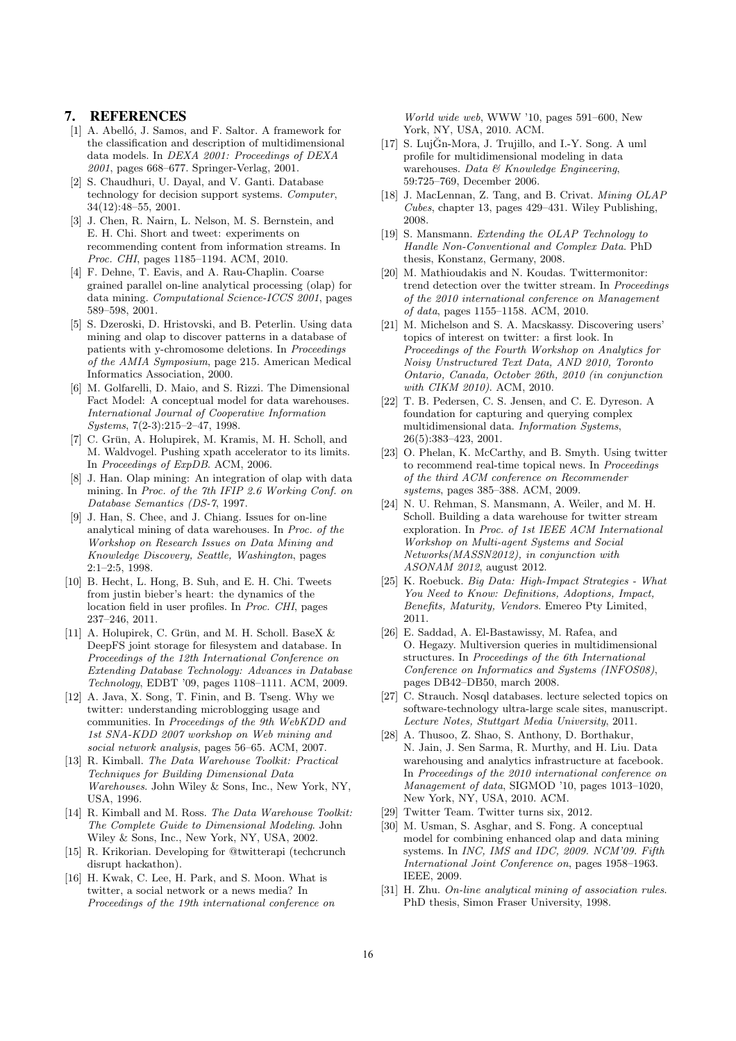## 7. REFERENCES

[1] A. Abelló, J. Samos, and F. Saltor. A framework for the classification and description of multidimensional data models. In *DEXA 2001: Proceedings of DEXA 2001*, pages 668–677. Springer-Verlag, 2001.

[2] S. Chaudhuri, U. Dayal, and V. Ganti. Database technology for decision support systems. *Computer*, 34(12):48–55, 2001.

[3] J. Chen, R. Nairn, L. Nelson, M. S. Bernstein, and E. H. Chi. Short and tweet: experiments on recommending content from information streams. In *Proc. CHI*, pages 1185–1194. ACM, 2010.

[4] F. Dehne, T. Eavis, and A. Rau-Chaplin. Coarse grained parallel on-line analytical processing (olap) for data mining. *Computational Science-ICCS 2001*, pages 589–598, 2001.

[5] S. Dzeroski, D. Hristovski, and B. Peterlin. Using data mining and olap to discover patterns in a database of patients with y-chromosome deletions. In *Proceedings of the AMIA Symposium*, page 215. American Medical Informatics Association, 2000.

[6] M. Golfarelli, D. Maio, and S. Rizzi. The Dimensional Fact Model: A conceptual model for data warehouses. *International Journal of Cooperative Information Systems*, 7(2-3):215–2–47, 1998.

[7] C. Grün, A. Holupirek, M. Kramis, M. H. Scholl, and M. Waldvogel. Pushing xpath accelerator to its limits. In *Proceedings of ExpDB*. ACM, 2006.

[8] J. Han. Olap mining: An integration of olap with data mining. In *Proc. of the 7th IFIP 2.6 Working Conf. on Database Semantics (DS-7*, 1997.

[9] J. Han, S. Chee, and J. Chiang. Issues for on-line analytical mining of data warehouses. In *Proc. of the Workshop on Research Issues on Data Mining and Knowledge Discovery, Seattle, Washington*, pages 2:1–2:5, 1998.

[10] B. Hecht, L. Hong, B. Suh, and E. H. Chi. Tweets from justin bieber's heart: the dynamics of the location field in user profiles. In *Proc. CHI*, pages 237–246, 2011.

[11] A. Holupirek, C. Grün, and M. H. Scholl. BaseX & DeepFS joint storage for filesystem and database. In *Proceedings of the 12th International Conference on Extending Database Technology: Advances in Database Technology*, EDBT '09, pages 1108–1111. ACM, 2009.

[12] A. Java, X. Song, T. Finin, and B. Tseng. Why we twitter: understanding microblogging usage and communities. In *Proceedings of the 9th WebKDD and 1st SNA-KDD 2007 workshop on Web mining and social network analysis*, pages 56–65. ACM, 2007.

[13] R. Kimball. *The Data Warehouse Toolkit: Practical Techniques for Building Dimensional Data Warehouses*. John Wiley & Sons, Inc., New York, NY, USA, 1996.

[14] R. Kimball and M. Ross. *The Data Warehouse Toolkit: The Complete Guide to Dimensional Modeling*. John Wiley & Sons, Inc., New York, NY, USA, 2002.

[15] R. Krikorian. Developing for @twitterapi (techcrunch disrupt hackathon).

[16] H. Kwak, C. Lee, H. Park, and S. Moon. What is twitter, a social network or a news media? In *Proceedings of the 19th international conference on World wide web*, WWW '10, pages 591–600, New York, NY, USA, 2010. ACM.

[17] S. LujĞn-Mora, J. Trujillo, and I.-Y. Song. A uml profile for multidimensional modeling in data warehouses. *Data & Knowledge Engineering*, 59:725–769, December 2006.

[18] J. MacLennan, Z. Tang, and B. Crivat. *Mining OLAP Cubes*, chapter 13, pages 429–431. Wiley Publishing, 2008.

[19] S. Mansmann. *Extending the OLAP Technology to Handle Non-Conventional and Complex Data*. PhD thesis, Konstanz, Germany, 2008.

[20] M. Mathioudakis and N. Koudas. Twittermonitor: trend detection over the twitter stream. In *Proceedings of the 2010 international conference on Management of data*, pages 1155–1158. ACM, 2010.

[21] M. Michelson and S. A. Macskassy. Discovering users' topics of interest on twitter: a first look. In *Proceedings of the Fourth Workshop on Analytics for Noisy Unstructured Text Data, AND 2010, Toronto Ontario, Canada, October 26th, 2010 (in conjunction with CIKM 2010)*. ACM, 2010.

[22] T. B. Pedersen, C. S. Jensen, and C. E. Dyreson. A foundation for capturing and querying complex multidimensional data. *Information Systems*, 26(5):383–423, 2001.

[23] O. Phelan, K. McCarthy, and B. Smyth. Using twitter to recommend real-time topical news. In *Proceedings of the third ACM conference on Recommender systems*, pages 385–388. ACM, 2009.

[24] N. U. Rehman, S. Mansmann, A. Weiler, and M. H. Scholl. Building a data warehouse for twitter stream exploration. In *Proc. of 1st IEEE ACM International Workshop on Multi-agent Systems and Social Networks(MASSN2012), in conjunction with ASONAM 2012*, august 2012.

[25] K. Roebuck. *Big Data: High-Impact Strategies - What You Need to Know: Definitions, Adoptions, Impact, Benefits, Maturity, Vendors*. Emereo Pty Limited, 2011.

[26] E. Saddad, A. El-Bastawissy, M. Rafea, and O. Hegazy. Multiversion queries in multidimensional structures. In *Proceedings of the 6th International Conference on Informatics and Systems (INFOS08)*, pages DB42–DB50, march 2008.

[27] C. Strauch. Nosql databases. lecture selected topics on software-technology ultra-large scale sites, manuscript. *Lecture Notes, Stuttgart Media University*, 2011.

[28] A. Thusoo, Z. Shao, S. Anthony, D. Borthakur, N. Jain, J. Sen Sarma, R. Murthy, and H. Liu. Data warehousing and analytics infrastructure at facebook. In *Proceedings of the 2010 international conference on Management of data*, SIGMOD '10, pages 1013–1020, New York, NY, USA, 2010. ACM.

[29] Twitter Team. Twitter turns six, 2012.

[30] M. Usman, S. Asghar, and S. Fong. A conceptual model for combining enhanced olap and data mining systems. In *INC, IMS and IDC, 2009. NCM'09. Fifth International Joint Conference on*, pages 1958–1963. IEEE, 2009.

[31] H. Zhu. *On-line analytical mining of association rules*. PhD thesis, Simon Fraser University, 1998.